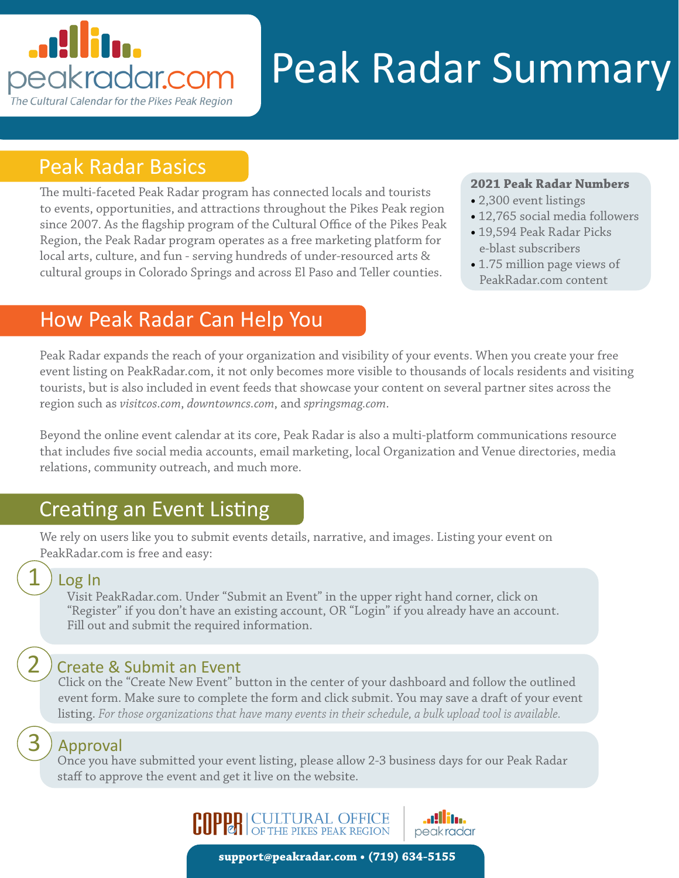peakradar.com

*The Cultural Calendar for the Pikes Peak Region*

# Peak Radar Summary

## Peak Radar Basics

The multi-faceted Peak Radar program has connected locals and tourists to events, opportunities, and attractions throughout the Pikes Peak region since 2007. As the flagship program of the Cultural Office of the Pikes Peak Region, the Peak Radar program operates as a free marketing platform for local arts, culture, and fun - serving hundreds of under-resourced arts & cultural groups in Colorado Springs and across El Paso and Teller counties.

**2021 Peak Radar Numbers**

- 2,300 event listings
- 12,765 social media followers
- 19,594 Peak Radar Picks e-blast subscribers
- 1.75 million page views of PeakRadar.com content

## How Peak Radar Can Help You

Peak Radar expands the reach of your organization and visibility of your events. When you create your free event listing on PeakRadar.com, it not only becomes more visible to thousands of locals residents and visiting tourists, but is also included in event feeds that showcase your content on several partner sites across the region such as *visitcos.com*, *downtowncs.com*, and *springsmag.com*.

Beyond the online event calendar at its core, Peak Radar is also a multi-platform communications resource that includes five social media accounts, email marketing, local Organization and Venue directories, media relations, community outreach, and much more.

## Creating an Event Listing

We rely on users like you to submit events details, narrative, and images. Listing your event on PeakRadar.com is free and easy:

### 1 Log In

Visit PeakRadar.com. Under "Submit an Event" in the upper right hand corner, click on "Register" if you don't have an existing account, OR "Login" if you already have an account. Fill out and submit the required information.

### 2 Create & Submit an Event

Click on the "Create New Event" button in the center of your dashboard and follow the outlined event form. Make sure to complete the form and click submit. You may save a draft of your event listing. *For those organizations that have many events in their schedule, a bulk upload tool is available.*

### 3 Approval

Once you have submitted your event listing, please allow 2-3 business days for our Peak Radar staff to approve the event and get it live on the website.

COPPR | CULTURAL OFFICE OF THE PIKES PEAK REGION | peakradar

**support@peakradar.com • (719) 634-5155**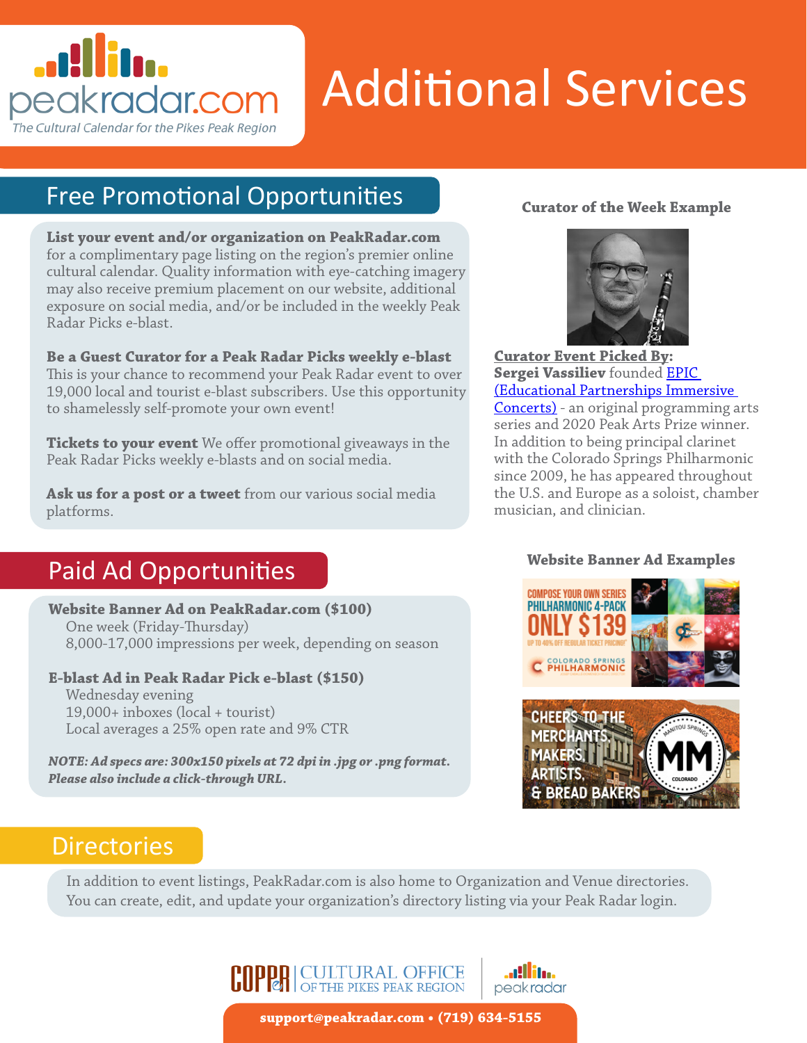peakradar.com

The Cultural Calendar for the Pikes Peak Region

# Additional Services

## Free Promotional Opportunities

**List your event and/or organization on PeakRadar.com** for a complimentary page listing on the region's premier online cultural calendar. Quality information with eye-catching imagery may also receive premium placement on our website, additional exposure on social media, and/or be included in the weekly Peak Radar Picks e-blast.

**Be a Guest Curator for a Peak Radar Picks weekly e-blast** This is your chance to recommend your Peak Radar event to over 19,000 local and tourist e-blast subscribers. Use this opportunity to shamelessly self-promote your own event!

**Tickets to your event** We offer promotional giveaways in the Peak Radar Picks weekly e-blasts and on social media.

**Ask us for a post or a tweet** from our various social media platforms.

### Curator of the Week Example

**Curator Event Picked By:**
**Sergei Vassiliev** founded EPIC (Educational Partnerships Immersive Concerts) - an original programming arts series and 2020 Peak Arts Prize winner. In addition to being principal clarinet with the Colorado Springs Philharmonic since 2009, he has appeared throughout the U.S. and Europe as a soloist, chamber musician, and clinician.

## Paid Ad Opportunities

**Website Banner Ad on PeakRadar.com ($100)**
One week (Friday-Thursday)
8,000-17,000 impressions per week, depending on season

**E-blast Ad in Peak Radar Pick e-blast ($150)**
Wednesday evening
19,000+ inboxes (local + tourist)
Local averages a 25% open rate and 9% CTR

***NOTE: Ad specs are: 300x150 pixels at 72 dpi in .jpg or .png format. Please also include a click-through URL.***

### Website Banner Ad Examples

## Directories

In addition to event listings, PeakRadar.com is also home to Organization and Venue directories. You can create, edit, and update your organization's directory listing via your Peak Radar login.

COPPeR | CULTURAL OFFICE OF THE PIKES PEAK REGION | peakradar

**support@peakradar.com • (719) 634-5155**